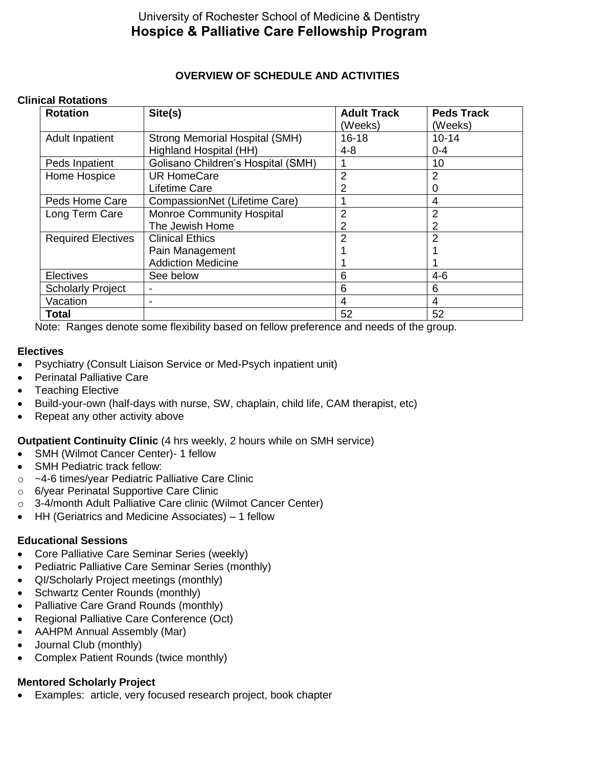University of Rochester School of Medicine & Dentistry

# Hospice & Palliative Care Fellowship Program

## OVERVIEW OF SCHEDULE AND ACTIVITIES

### Clinical Rotations

| Rotation | Site(s) | Adult Track (Weeks) | Peds Track (Weeks) |
|---|---|---|---|
| Adult Inpatient | Strong Memorial Hospital (SMH)<br>Highland Hospital (HH) | 16-18<br>4-8 | 10-14<br>0-4 |
| Peds Inpatient | Golisano Children's Hospital (SMH) | 1 | 10 |
| Home Hospice | UR HomeCare<br>Lifetime Care | 2<br>2 | 2<br>0 |
| Peds Home Care | CompassionNet (Lifetime Care) | 1 | 4 |
| Long Term Care | Monroe Community Hospital<br>The Jewish Home | 2<br>2 | 2<br>2 |
| Required Electives | Clinical Ethics<br>Pain Management<br>Addiction Medicine | 2<br>1<br>1 | 2<br>1<br>1 |
| Electives | See below | 6 | 4-6 |
| Scholarly Project | - | 6 | 6 |
| Vacation | - | 4 | 4 |
| **Total** | | 52 | 52 |

Note: Ranges denote some flexibility based on fellow preference and needs of the group.

### Electives

- Psychiatry (Consult Liaison Service or Med-Psych inpatient unit)
- Perinatal Palliative Care
- Teaching Elective
- Build-your-own (half-days with nurse, SW, chaplain, child life, CAM therapist, etc)
- Repeat any other activity above

**Outpatient Continuity Clinic** (4 hrs weekly, 2 hours while on SMH service)

- SMH (Wilmot Cancer Center)- 1 fellow
- SMH Pediatric track fellow:
  - ~4-6 times/year Pediatric Palliative Care Clinic
  - 6/year Perinatal Supportive Care Clinic
  - 3-4/month Adult Palliative Care clinic (Wilmot Cancer Center)
- HH (Geriatrics and Medicine Associates) – 1 fellow

### Educational Sessions

- Core Palliative Care Seminar Series (weekly)
- Pediatric Palliative Care Seminar Series (monthly)
- QI/Scholarly Project meetings (monthly)
- Schwartz Center Rounds (monthly)
- Palliative Care Grand Rounds (monthly)
- Regional Palliative Care Conference (Oct)
- AAHPM Annual Assembly (Mar)
- Journal Club (monthly)
- Complex Patient Rounds (twice monthly)

### Mentored Scholarly Project

- Examples: article, very focused research project, book chapter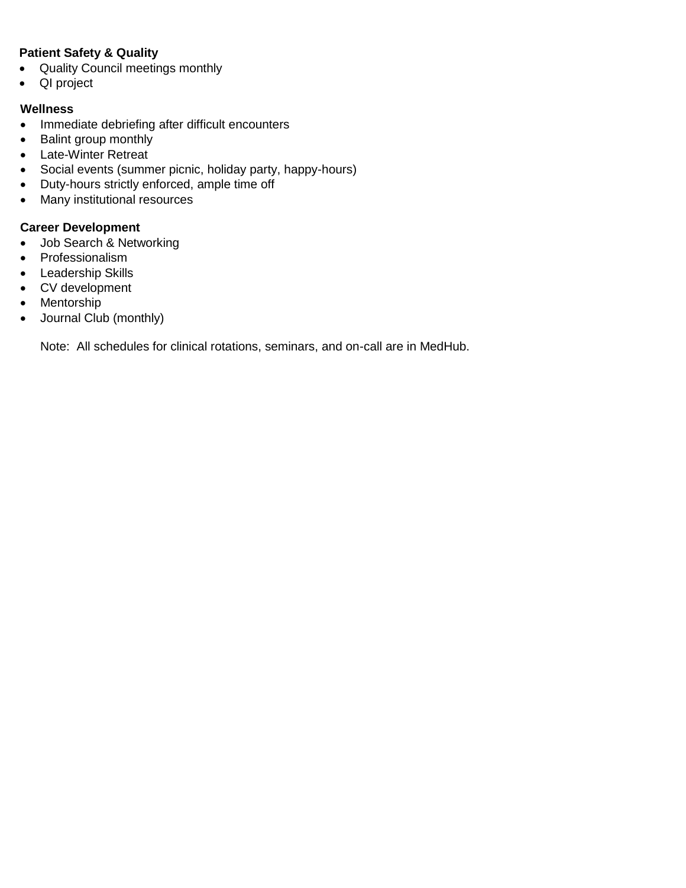**Patient Safety & Quality**

- Quality Council meetings monthly
- QI project

**Wellness**

- Immediate debriefing after difficult encounters
- Balint group monthly
- Late-Winter Retreat
- Social events (summer picnic, holiday party, happy-hours)
- Duty-hours strictly enforced, ample time off
- Many institutional resources

**Career Development**

- Job Search & Networking
- Professionalism
- Leadership Skills
- CV development
- Mentorship
- Journal Club (monthly)

Note: All schedules for clinical rotations, seminars, and on-call are in MedHub.